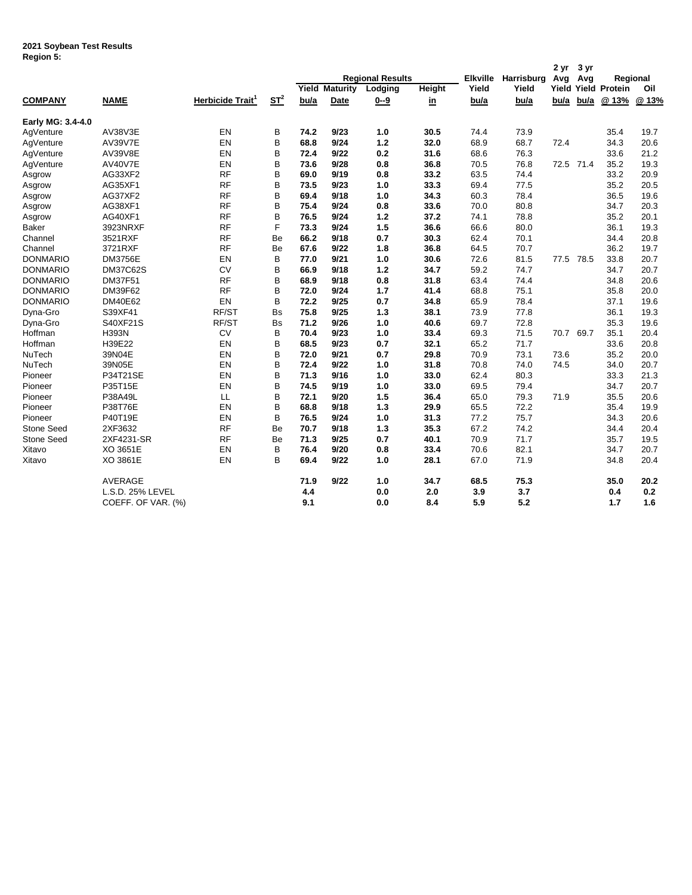**2021 Soybean Test Results**
**Region 5:**

| | | | | Regional Results | | | | Elkville | Harrisburg | 2 yr Avg | 3 yr Avg | Regional | |
|---|---|---|---|---|---|---|---|---|---|---|---|---|---|
| | | | | Yield | Maturity | Lodging | Height | Yield | Yield | Yield | Yield | Protein | Oil |
| **COMPANY** | **NAME** | **Herbicide Trait[1]** | **ST[2]** | **bu/a** | **Date** | **0--9** | **in** | **bu/a** | **bu/a** | **bu/a** | **bu/a** | **@ 13%** | **@ 13%** |
| **Early MG: 3.4-4.0** | | | | | | | | | | | | | |
| AgVenture | AV38V3E | EN | B | **74.2** | **9/23** | **1.0** | **30.5** | 74.4 | 73.9 | | | 35.4 | 19.7 |
| AgVenture | AV39V7E | EN | B | **68.8** | **9/24** | **1.2** | **32.0** | 68.9 | 68.7 | 72.4 | | 34.3 | 20.6 |
| AgVenture | AV39V8E | EN | B | **72.4** | **9/22** | **0.2** | **31.6** | 68.6 | 76.3 | | | 33.6 | 21.2 |
| AgVenture | AV40V7E | EN | B | **73.6** | **9/28** | **0.8** | **36.8** | 70.5 | 76.8 | 72.5 | 71.4 | 35.2 | 19.3 |
| Asgrow | AG33XF2 | RF | B | **69.0** | **9/19** | **0.8** | **33.2** | 63.5 | 74.4 | | | 33.2 | 20.9 |
| Asgrow | AG35XF1 | RF | B | **73.5** | **9/23** | **1.0** | **33.3** | 69.4 | 77.5 | | | 35.2 | 20.5 |
| Asgrow | AG37XF2 | RF | B | **69.4** | **9/18** | **1.0** | **34.3** | 60.3 | 78.4 | | | 36.5 | 19.6 |
| Asgrow | AG38XF1 | RF | B | **75.4** | **9/24** | **0.8** | **33.6** | 70.0 | 80.8 | | | 34.7 | 20.3 |
| Asgrow | AG40XF1 | RF | B | **76.5** | **9/24** | **1.2** | **37.2** | 74.1 | 78.8 | | | 35.2 | 20.1 |
| Baker | 3923NRXF | RF | F | **73.3** | **9/24** | **1.5** | **36.6** | 66.6 | 80.0 | | | 36.1 | 19.3 |
| Channel | 3521RXF | RF | Be | **66.2** | **9/18** | **0.7** | **30.3** | 62.4 | 70.1 | | | 34.4 | 20.8 |
| Channel | 3721RXF | RF | Be | **67.6** | **9/22** | **1.8** | **36.8** | 64.5 | 70.7 | | | 36.2 | 19.7 |
| DONMARIO | DM3756E | EN | B | **77.0** | **9/21** | **1.0** | **30.6** | 72.6 | 81.5 | 77.5 | 78.5 | 33.8 | 20.7 |
| DONMARIO | DM37C62S | CV | B | **66.9** | **9/18** | **1.2** | **34.7** | 59.2 | 74.7 | | | 34.7 | 20.7 |
| DONMARIO | DM37F51 | RF | B | **68.9** | **9/18** | **0.8** | **31.8** | 63.4 | 74.4 | | | 34.8 | 20.6 |
| DONMARIO | DM39F62 | RF | B | **72.0** | **9/24** | **1.7** | **41.4** | 68.8 | 75.1 | | | 35.8 | 20.0 |
| DONMARIO | DM40E62 | EN | B | **72.2** | **9/25** | **0.7** | **34.8** | 65.9 | 78.4 | | | 37.1 | 19.6 |
| Dyna-Gro | S39XF41 | RF/ST | Bs | **75.8** | **9/25** | **1.3** | **38.1** | 73.9 | 77.8 | | | 36.1 | 19.3 |
| Dyna-Gro | S40XF21S | RF/ST | Bs | **71.2** | **9/26** | **1.0** | **40.6** | 69.7 | 72.8 | | | 35.3 | 19.6 |
| Hoffman | H393N | CV | B | **70.4** | **9/23** | **1.0** | **33.4** | 69.3 | 71.5 | 70.7 | 69.7 | 35.1 | 20.4 |
| Hoffman | H39E22 | EN | B | **68.5** | **9/23** | **0.7** | **32.1** | 65.2 | 71.7 | | | 33.6 | 20.8 |
| NuTech | 39N04E | EN | B | **72.0** | **9/21** | **0.7** | **29.8** | 70.9 | 73.1 | 73.6 | | 35.2 | 20.0 |
| NuTech | 39N05E | EN | B | **72.4** | **9/22** | **1.0** | **31.8** | 70.8 | 74.0 | 74.5 | | 34.0 | 20.7 |
| Pioneer | P34T21SE | EN | B | **71.3** | **9/16** | **1.0** | **33.0** | 62.4 | 80.3 | | | 33.3 | 21.3 |
| Pioneer | P35T15E | EN | B | **74.5** | **9/19** | **1.0** | **33.0** | 69.5 | 79.4 | | | 34.7 | 20.7 |
| Pioneer | P38A49L | LL | B | **72.1** | **9/20** | **1.5** | **36.4** | 65.0 | 79.3 | 71.9 | | 35.5 | 20.6 |
| Pioneer | P38T76E | EN | B | **68.8** | **9/18** | **1.3** | **29.9** | 65.5 | 72.2 | | | 35.4 | 19.9 |
| Pioneer | P40T19E | EN | B | **76.5** | **9/24** | **1.0** | **31.3** | 77.2 | 75.7 | | | 34.3 | 20.6 |
| Stone Seed | 2XF3632 | RF | Be | **70.7** | **9/18** | **1.3** | **35.3** | 67.2 | 74.2 | | | 34.4 | 20.4 |
| Stone Seed | 2XF4231-SR | RF | Be | **71.3** | **9/25** | **0.7** | **40.1** | 70.9 | 71.7 | | | 35.7 | 19.5 |
| Xitavo | XO 3651E | EN | B | **76.4** | **9/20** | **0.8** | **33.4** | 70.6 | 82.1 | | | 34.7 | 20.7 |
| Xitavo | XO 3861E | EN | B | **69.4** | **9/22** | **1.0** | **28.1** | 67.0 | 71.9 | | | 34.8 | 20.4 |
| | AVERAGE | | | **71.9** | **9/22** | **1.0** | **34.7** | **68.5** | **75.3** | | | **35.0** | **20.2** |
| | L.S.D. 25% LEVEL | | | **4.4** | | **0.0** | **2.0** | **3.9** | **3.7** | | | **0.4** | **0.2** |
| | COEFF. OF VAR. (%) | | | **9.1** | | **0.0** | **8.4** | **5.9** | **5.2** | | | **1.7** | **1.6** |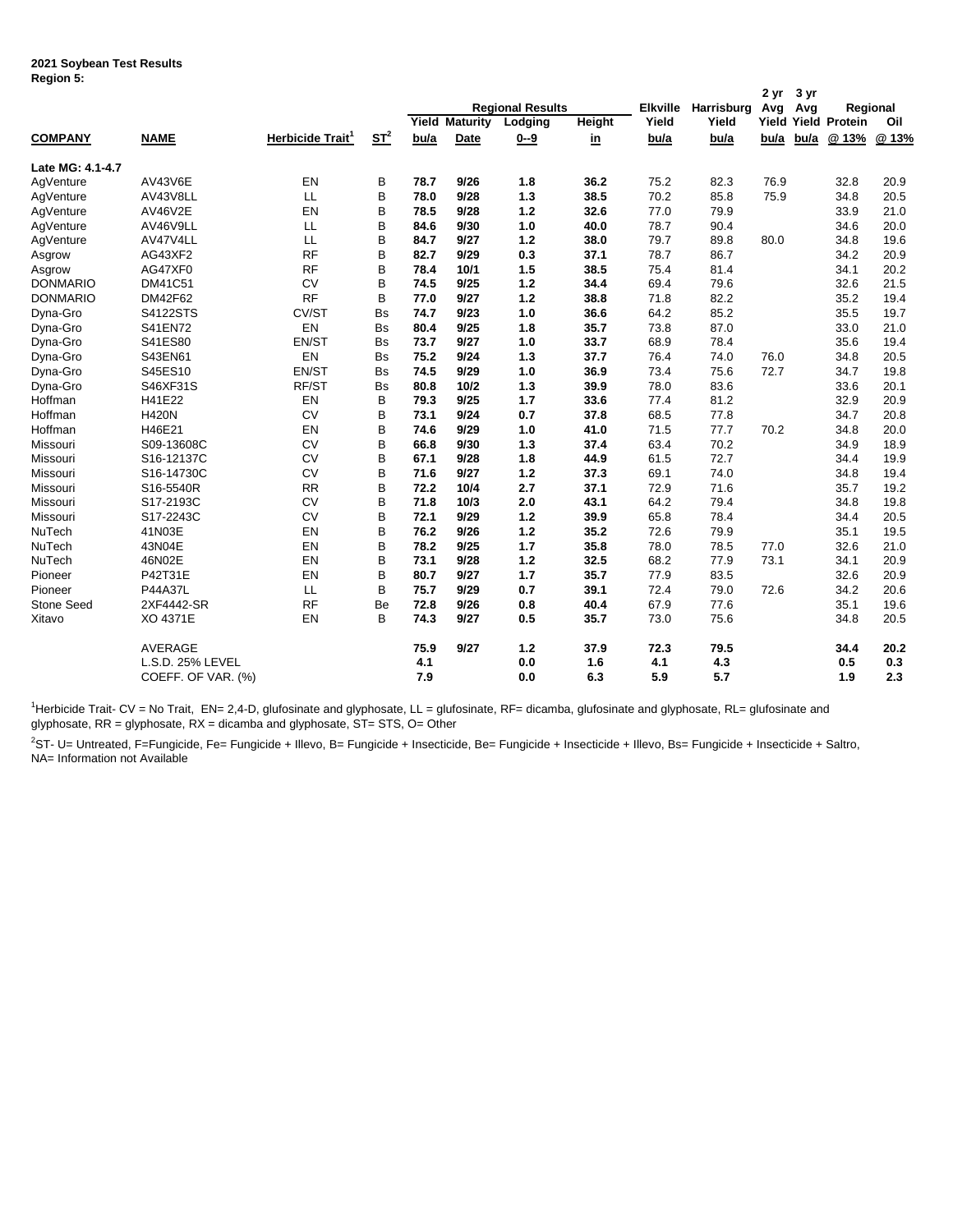**2021 Soybean Test Results**
**Region 5:**

| | | | | Regional Results | | | | Elkville | Harrisburg | 2 yr Avg | 3 yr Avg | Regional | |
|---|---|---|---|---|---|---|---|---|---|---|---|---|---|
| | | | | Yield | Maturity | Lodging | Height | Yield | Yield | Yield | Yield | Protein | Oil |
| **COMPANY** | **NAME** | **Herbicide Trait[1]** | **ST[2]** | **bu/a** | **Date** | **0--9** | **in** | **bu/a** | **bu/a** | **bu/a** | **bu/a** | **@ 13%** | **@ 13%** |
| **Late MG: 4.1-4.7** | | | | | | | | | | | | | |
| AgVenture | AV43V6E | EN | B | **78.7** | **9/26** | **1.8** | **36.2** | 75.2 | 82.3 | 76.9 | | 32.8 | 20.9 |
| AgVenture | AV43V8LL | LL | B | **78.0** | **9/28** | **1.3** | **38.5** | 70.2 | 85.8 | 75.9 | | 34.8 | 20.5 |
| AgVenture | AV46V2E | EN | B | **78.5** | **9/28** | **1.2** | **32.6** | 77.0 | 79.9 | | | 33.9 | 21.0 |
| AgVenture | AV46V9LL | LL | B | **84.6** | **9/30** | **1.0** | **40.0** | 78.7 | 90.4 | | | 34.6 | 20.0 |
| AgVenture | AV47V4LL | LL | B | **84.7** | **9/27** | **1.2** | **38.0** | 79.7 | 89.8 | 80.0 | | 34.8 | 19.6 |
| Asgrow | AG43XF2 | RF | B | **82.7** | **9/29** | **0.3** | **37.1** | 78.7 | 86.7 | | | 34.2 | 20.9 |
| Asgrow | AG47XF0 | RF | B | **78.4** | **10/1** | **1.5** | **38.5** | 75.4 | 81.4 | | | 34.1 | 20.2 |
| DONMARIO | DM41C51 | CV | B | **74.5** | **9/25** | **1.2** | **34.4** | 69.4 | 79.6 | | | 32.6 | 21.5 |
| DONMARIO | DM42F62 | RF | B | **77.0** | **9/27** | **1.2** | **38.8** | 71.8 | 82.2 | | | 35.2 | 19.4 |
| Dyna-Gro | S4122STS | CV/ST | Bs | **74.7** | **9/23** | **1.0** | **36.6** | 64.2 | 85.2 | | | 35.5 | 19.7 |
| Dyna-Gro | S41EN72 | EN | Bs | **80.4** | **9/25** | **1.8** | **35.7** | 73.8 | 87.0 | | | 33.0 | 21.0 |
| Dyna-Gro | S41ES80 | EN/ST | Bs | **73.7** | **9/27** | **1.0** | **33.7** | 68.9 | 78.4 | | | 35.6 | 19.4 |
| Dyna-Gro | S43EN61 | EN | Bs | **75.2** | **9/24** | **1.3** | **37.7** | 76.4 | 74.0 | 76.0 | | 34.8 | 20.5 |
| Dyna-Gro | S45ES10 | EN/ST | Bs | **74.5** | **9/29** | **1.0** | **36.9** | 73.4 | 75.6 | 72.7 | | 34.7 | 19.8 |
| Dyna-Gro | S46XF31S | RF/ST | Bs | **80.8** | **10/2** | **1.3** | **39.9** | 78.0 | 83.6 | | | 33.6 | 20.1 |
| Hoffman | H41E22 | EN | B | **79.3** | **9/25** | **1.7** | **33.6** | 77.4 | 81.2 | | | 32.9 | 20.9 |
| Hoffman | H420N | CV | B | **73.1** | **9/24** | **0.7** | **37.8** | 68.5 | 77.8 | | | 34.7 | 20.8 |
| Hoffman | H46E21 | EN | B | **74.6** | **9/29** | **1.0** | **41.0** | 71.5 | 77.7 | 70.2 | | 34.8 | 20.0 |
| Missouri | S09-13608C | CV | B | **66.8** | **9/30** | **1.3** | **37.4** | 63.4 | 70.2 | | | 34.9 | 18.9 |
| Missouri | S16-12137C | CV | B | **67.1** | **9/28** | **1.8** | **44.9** | 61.5 | 72.7 | | | 34.4 | 19.9 |
| Missouri | S16-14730C | CV | B | **71.6** | **9/27** | **1.2** | **37.3** | 69.1 | 74.0 | | | 34.8 | 19.4 |
| Missouri | S16-5540R | RR | B | **72.2** | **10/4** | **2.7** | **37.1** | 72.9 | 71.6 | | | 35.7 | 19.2 |
| Missouri | S17-2193C | CV | B | **71.8** | **10/3** | **2.0** | **43.1** | 64.2 | 79.4 | | | 34.8 | 19.8 |
| Missouri | S17-2243C | CV | B | **72.1** | **9/29** | **1.2** | **39.9** | 65.8 | 78.4 | | | 34.4 | 20.5 |
| NuTech | 41N03E | EN | B | **76.2** | **9/26** | **1.2** | **35.2** | 72.6 | 79.9 | | | 35.1 | 19.5 |
| NuTech | 43N04E | EN | B | **78.2** | **9/25** | **1.7** | **35.8** | 78.0 | 78.5 | 77.0 | | 32.6 | 21.0 |
| NuTech | 46N02E | EN | B | **73.1** | **9/28** | **1.2** | **32.5** | 68.2 | 77.9 | 73.1 | | 34.1 | 20.9 |
| Pioneer | P42T31E | EN | B | **80.7** | **9/27** | **1.7** | **35.7** | 77.9 | 83.5 | | | 32.6 | 20.9 |
| Pioneer | P44A37L | LL | B | **75.7** | **9/29** | **0.7** | **39.1** | 72.4 | 79.0 | 72.6 | | 34.2 | 20.6 |
| Stone Seed | 2XF4442-SR | RF | Be | **72.8** | **9/26** | **0.8** | **40.4** | 67.9 | 77.6 | | | 35.1 | 19.6 |
| Xitavo | XO 4371E | EN | B | **74.3** | **9/27** | **0.5** | **35.7** | 73.0 | 75.6 | | | 34.8 | 20.5 |
| | AVERAGE | | | **75.9** | **9/27** | **1.2** | **37.9** | **72.3** | **79.5** | | | **34.4** | **20.2** |
| | L.S.D. 25% LEVEL | | | **4.1** | | **0.0** | **1.6** | **4.1** | **4.3** | | | **0.5** | **0.3** |
| | COEFF. OF VAR. (%) | | | **7.9** | | **0.0** | **6.3** | **5.9** | **5.7** | | | **1.9** | **2.3** |

[1]Herbicide Trait- CV = No Trait, EN= 2,4-D, glufosinate and glyphosate, LL = glufosinate, RF= dicamba, glufosinate and glyphosate, RL= glufosinate and glyphosate, RR = glyphosate, RX = dicamba and glyphosate, ST= STS, O= Other

[2]ST- U= Untreated, F=Fungicide, Fe= Fungicide + Illevo, B= Fungicide + Insecticide, Be= Fungicide + Insecticide + Illevo, Bs= Fungicide + Insecticide + Saltro, NA= Information not Available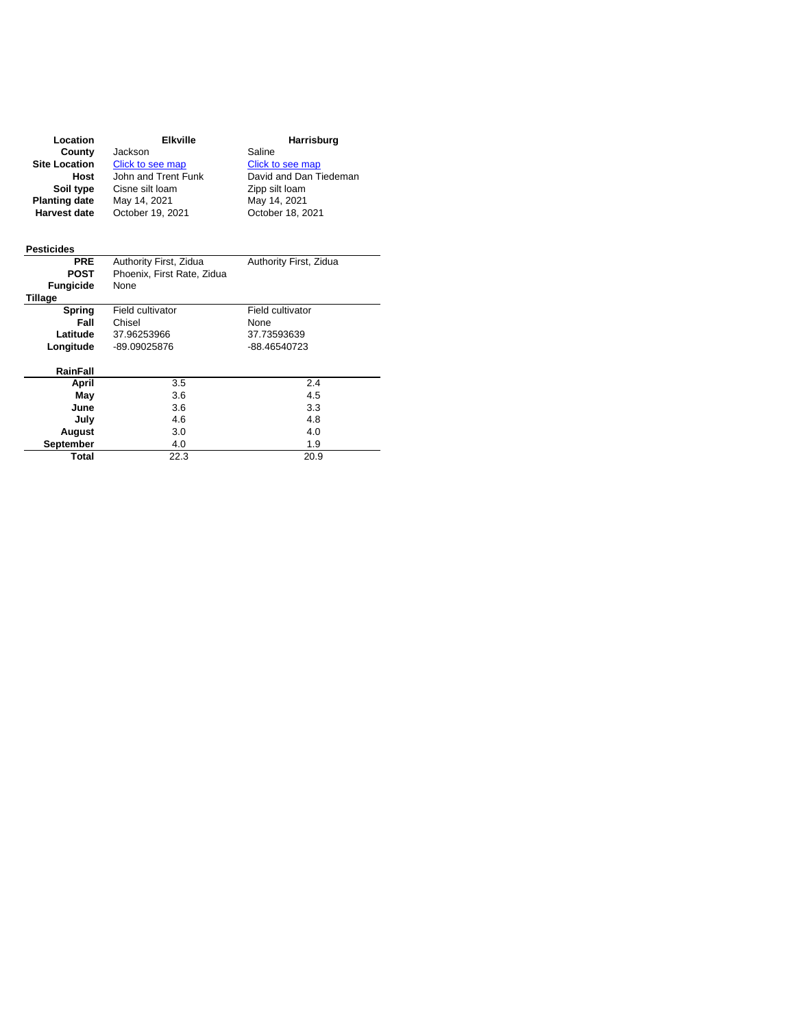| Location | Elkville | Harrisburg |
|---|---|---|
| County | Jackson | Saline |
| Site Location | Click to see map | Click to see map |
| Host | John and Trent Funk | David and Dan Tiedeman |
| Soil type | Cisne silt loam | Zipp silt loam |
| Planting date | May 14, 2021 | May 14, 2021 |
| Harvest date | October 19, 2021 | October 18, 2021 |
| **Pesticides** | | |
| PRE | Authority First, Zidua | Authority First, Zidua |
| POST | Phoenix, First Rate, Zidua | |
| Fungicide | None | |
| **Tillage** | | |
| Spring | Field cultivator | Field cultivator |
| Fall | Chisel | None |
| Latitude | 37.96253966 | 37.73593639 |
| Longitude | -89.09025876 | -88.46540723 |
| **RainFall** | | |
| April | 3.5 | 2.4 |
| May | 3.6 | 4.5 |
| June | 3.6 | 3.3 |
| July | 4.6 | 4.8 |
| August | 3.0 | 4.0 |
| September | 4.0 | 1.9 |
| Total | 22.3 | 20.9 |